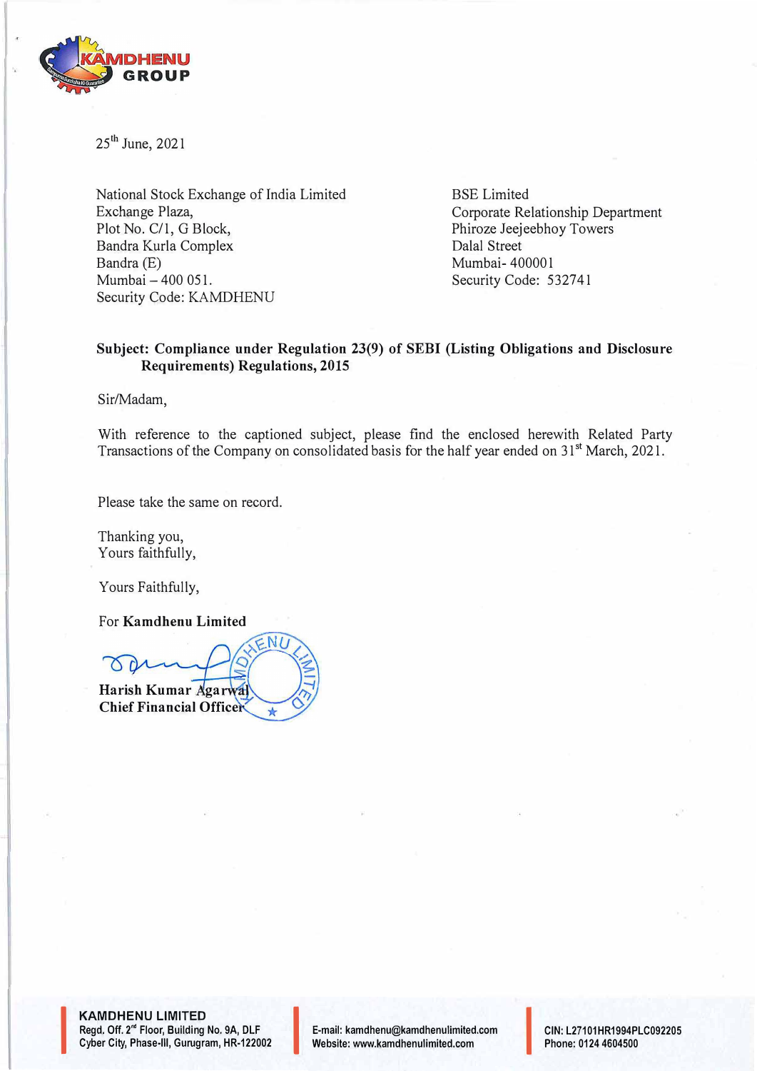25th June, 2021

| National Stock Exchange of India Limited | BSE Limited |
|---|---|
| Exchange Plaza, | Corporate Relationship Department |
| Plot No. C/1, G Block, | Phiroze Jeejeebhoy Towers |
| Bandra Kurla Complex | Dalal Street |
| Bandra (E) | Mumbai- 400001 |
| Mumbai – 400 051. | Security Code: 532741 |
| Security Code: KAMDHENU | |

**Subject: Compliance under Regulation 23(9) of SEBI (Listing Obligations and Disclosure Requirements) Regulations, 2015**

Sir/Madam,

With reference to the captioned subject, please find the enclosed herewith Related Party Transactions of the Company on consolidated basis for the half year ended on 31st March, 2021.

Please take the same on record.

Thanking you,
Yours faithfully,

Yours Faithfully,

For **Kamdhenu Limited**

**Harish Kumar Agarwal**
**Chief Financial Officer**

**KAMDHENU LIMITED**
Regd. Off. 2nd Floor, Building No. 9A, DLF Cyber City, Phase-III, Gurugram, HR-122002

E-mail: kamdhenu@kamdhenulimited.com
Website: www.kamdhenulimited.com

CIN: L27101HR1994PLC092205
Phone: 0124 4604500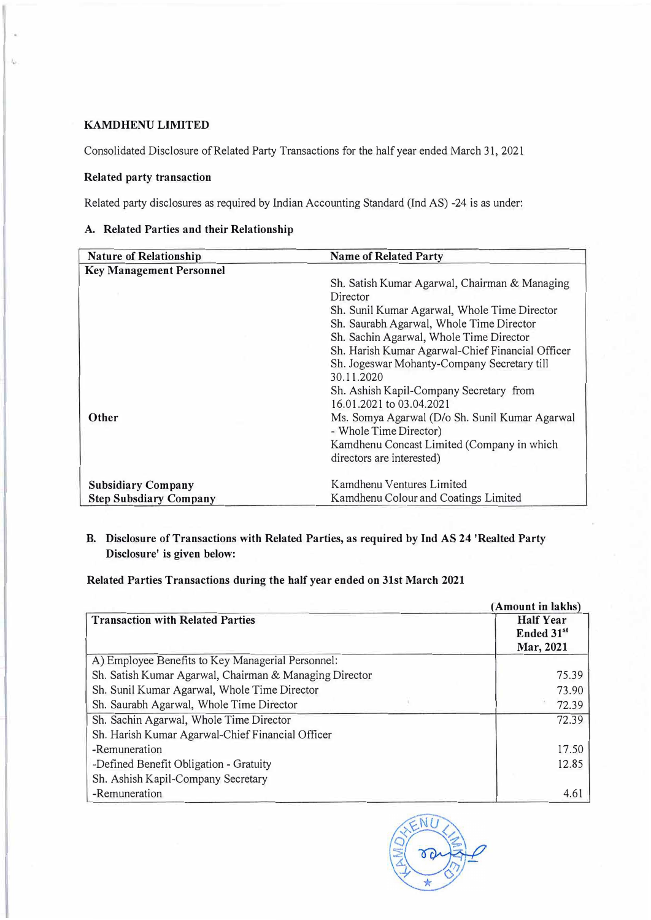**KAMDHENU LIMITED**

Consolidated Disclosure of Related Party Transactions for the half year ended March 31, 2021

**Related party transaction**

Related party disclosures as required by Indian Accounting Standard (Ind AS) -24 is as under:

**A. Related Parties and their Relationship**

| Nature of Relationship | Name of Related Party |
|---|---|
| **Key Management Personnel** | |
| | Sh. Satish Kumar Agarwal, Chairman & Managing Director |
| | Sh. Sunil Kumar Agarwal, Whole Time Director |
| | Sh. Saurabh Agarwal, Whole Time Director |
| | Sh. Sachin Agarwal, Whole Time Director |
| | Sh. Harish Kumar Agarwal-Chief Financial Officer |
| | Sh. Jogeswar Mohanty-Company Secretary till 30.11.2020 |
| | Sh. Ashish Kapil-Company Secretary from 16.01.2021 to 03.04.2021 |
| **Other** | Ms. Somya Agarwal (D/o Sh. Sunil Kumar Agarwal - Whole Time Director) |
| | Kamdhenu Concast Limited (Company in which directors are interested) |
| **Subsidiary Company** | Kamdhenu Ventures Limited |
| **Step Subsdiary Company** | Kamdhenu Colour and Coatings Limited |

**B. Disclosure of Transactions with Related Parties, as required by Ind AS 24 'Realted Party Disclosure' is given below:**

**Related Parties Transactions during the half year ended on 31st March 2021**

(Amount in lakhs)

| Transaction with Related Parties | Half Year Ended 31st Mar, 2021 |
|---|---|
| A) Employee Benefits to Key Managerial Personnel: | |
| Sh. Satish Kumar Agarwal, Chairman & Managing Director | 75.39 |
| Sh. Sunil Kumar Agarwal, Whole Time Director | 73.90 |
| Sh. Saurabh Agarwal, Whole Time Director | 72.39 |
| Sh. Sachin Agarwal, Whole Time Director | 72.39 |
| Sh. Harish Kumar Agarwal-Chief Financial Officer | |
| -Remuneration | 17.50 |
| -Defined Benefit Obligation - Gratuity | 12.85 |
| Sh. Ashish Kapil-Company Secretary | |
| -Remuneration | 4.61 |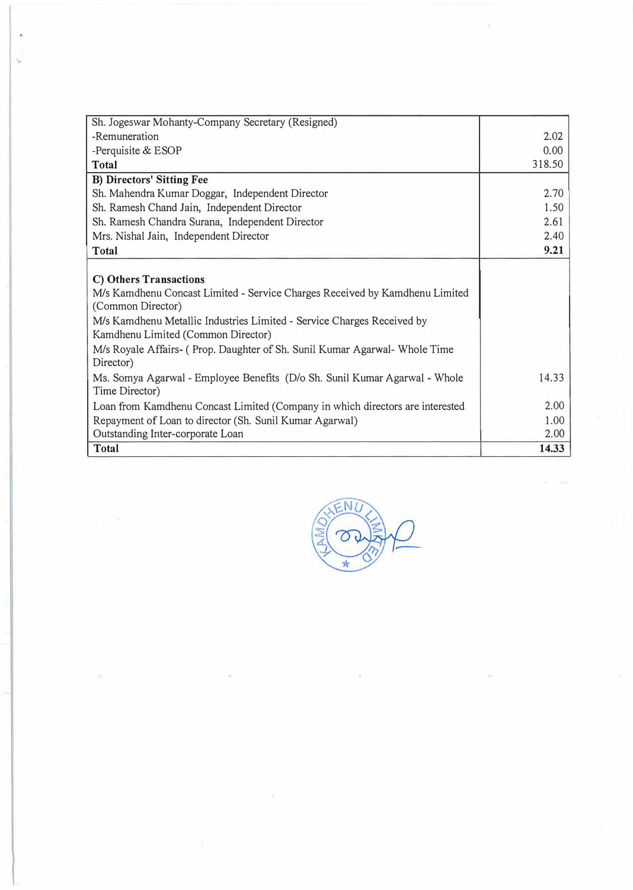| | |
|---|---|
| Sh. Jogeswar Mohanty-Company Secretary (Resigned) | |
| -Remuneration | 2.02 |
| -Perquisite & ESOP | 0.00 |
| **Total** | 318.50 |
| **B) Directors' Sitting Fee** | |
| Sh. Mahendra Kumar Doggar, Independent Director | 2.70 |
| Sh. Ramesh Chand Jain, Independent Director | 1.50 |
| Sh. Ramesh Chandra Surana, Independent Director | 2.61 |
| Mrs. Nishal Jain, Independent Director | 2.40 |
| **Total** | **9.21** |
| **C) Others Transactions** | |
| M/s Kamdhenu Concast Limited - Service Charges Received by Kamdhenu Limited (Common Director) | |
| M/s Kamdhenu Metallic Industries Limited - Service Charges Received by Kamdhenu Limited (Common Director) | |
| M/s Royale Affairs- ( Prop. Daughter of Sh. Sunil Kumar Agarwal- Whole Time Director) | |
| Ms. Somya Agarwal - Employee Benefits (D/o Sh. Sunil Kumar Agarwal - Whole Time Director) | 14.33 |
| Loan from Kamdhenu Concast Limited (Company in which directors are interested | 2.00 |
| Repayment of Loan to director (Sh. Sunil Kumar Agarwal) | 1.00 |
| Outstanding Inter-corporate Loan | 2.00 |
| **Total** | **14.33** |